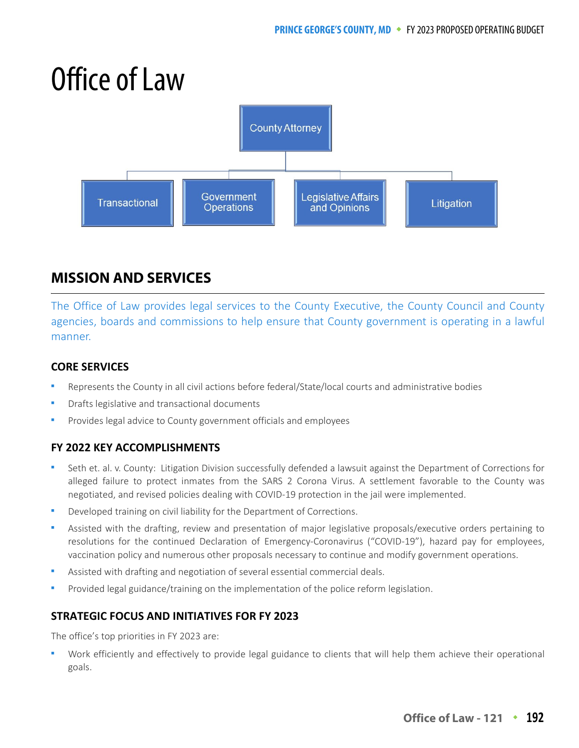# Office of Law

County Attorney

- Transactional
- Government Operations
- Legislative Affairs and Opinions
- Litigation

## MISSION AND SERVICES

The Office of Law provides legal services to the County Executive, the County Council and County agencies, boards and commissions to help ensure that County government is operating in a lawful manner.

### CORE SERVICES

- Represents the County in all civil actions before federal/State/local courts and administrative bodies
- Drafts legislative and transactional documents
- Provides legal advice to County government officials and employees

### FY 2022 KEY ACCOMPLISHMENTS

- Seth et. al. v. County: Litigation Division successfully defended a lawsuit against the Department of Corrections for alleged failure to protect inmates from the SARS 2 Corona Virus. A settlement favorable to the County was negotiated, and revised policies dealing with COVID-19 protection in the jail were implemented.
- Developed training on civil liability for the Department of Corrections.
- Assisted with the drafting, review and presentation of major legislative proposals/executive orders pertaining to resolutions for the continued Declaration of Emergency-Coronavirus ("COVID-19"), hazard pay for employees, vaccination policy and numerous other proposals necessary to continue and modify government operations.
- Assisted with drafting and negotiation of several essential commercial deals.
- Provided legal guidance/training on the implementation of the police reform legislation.

### STRATEGIC FOCUS AND INITIATIVES FOR FY 2023

The office's top priorities in FY 2023 are:

- Work efficiently and effectively to provide legal guidance to clients that will help them achieve their operational goals.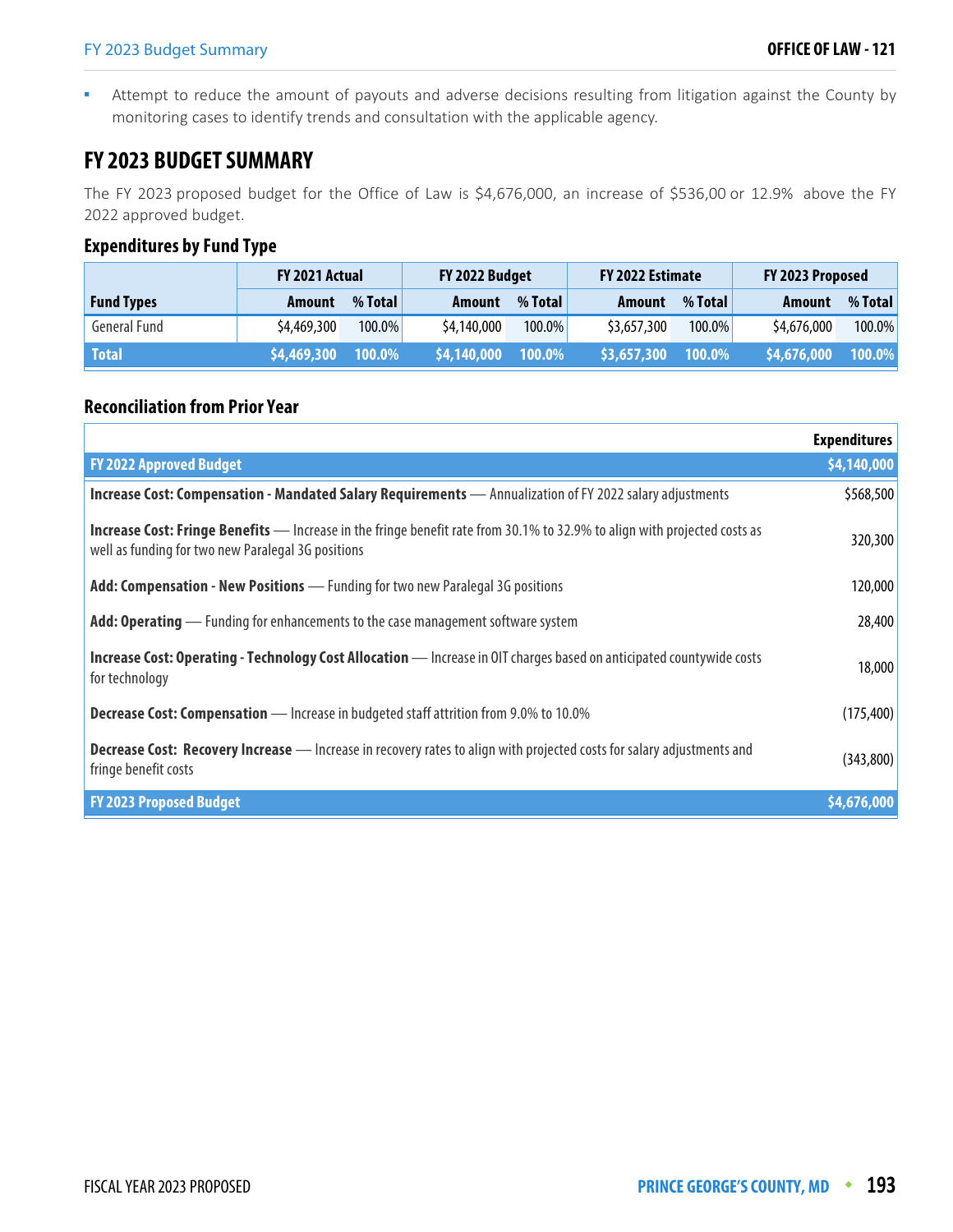- Attempt to reduce the amount of payouts and adverse decisions resulting from litigation against the County by monitoring cases to identify trends and consultation with the applicable agency.

## FY 2023 BUDGET SUMMARY

The FY 2023 proposed budget for the Office of Law is $4,676,000, an increase of $536,00 or 12.9% above the FY 2022 approved budget.

### Expenditures by Fund Type

| | FY 2021 Actual | | FY 2022 Budget | | FY 2022 Estimate | | FY 2023 Proposed | |
|---|---|---|---|---|---|---|---|---|
| **Fund Types** | **Amount** | **% Total** | **Amount** | **% Total** | **Amount** | **% Total** | **Amount** | **% Total** |
| General Fund | $4,469,300 | 100.0% | $4,140,000 | 100.0% | $3,657,300 | 100.0% | $4,676,000 | 100.0% |
| **Total** | **$4,469,300** | **100.0%** | **$4,140,000** | **100.0%** | **$3,657,300** | **100.0%** | **$4,676,000** | **100.0%** |

### Reconciliation from Prior Year

| | Expenditures |
|---|---|
| **FY 2022 Approved Budget** | **$4,140,000** |
| **Increase Cost: Compensation - Mandated Salary Requirements** — Annualization of FY 2022 salary adjustments | $568,500 |
| **Increase Cost: Fringe Benefits** — Increase in the fringe benefit rate from 30.1% to 32.9% to align with projected costs as well as funding for two new Paralegal 3G positions | 320,300 |
| **Add: Compensation - New Positions** — Funding for two new Paralegal 3G positions | 120,000 |
| **Add: Operating** — Funding for enhancements to the case management software system | 28,400 |
| **Increase Cost: Operating - Technology Cost Allocation** — Increase in OIT charges based on anticipated countywide costs for technology | 18,000 |
| **Decrease Cost: Compensation** — Increase in budgeted staff attrition from 9.0% to 10.0% | (175,400) |
| **Decrease Cost: Recovery Increase** — Increase in recovery rates to align with projected costs for salary adjustments and fringe benefit costs | (343,800) |
| **FY 2023 Proposed Budget** | **$4,676,000** |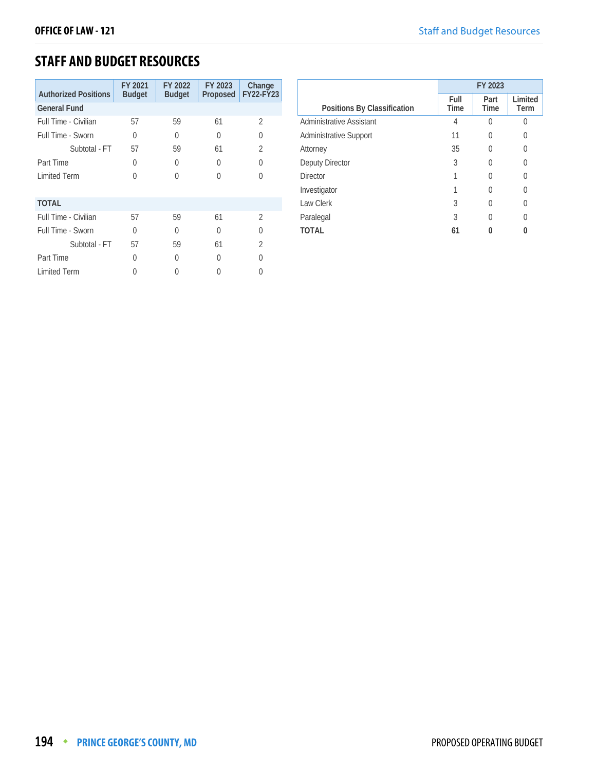## STAFF AND BUDGET RESOURCES

| Authorized Positions | FY 2021 Budget | FY 2022 Budget | FY 2023 Proposed | Change FY22-FY23 |
|---|---|---|---|---|
| **General Fund** | | | | |
| Full Time - Civilian | 57 | 59 | 61 | 2 |
| Full Time - Sworn | 0 | 0 | 0 | 0 |
| Subtotal - FT | 57 | 59 | 61 | 2 |
| Part Time | 0 | 0 | 0 | 0 |
| Limited Term | 0 | 0 | 0 | 0 |
| **TOTAL** | | | | |
| Full Time - Civilian | 57 | 59 | 61 | 2 |
| Full Time - Sworn | 0 | 0 | 0 | 0 |
| Subtotal - FT | 57 | 59 | 61 | 2 |
| Part Time | 0 | 0 | 0 | 0 |
| Limited Term | 0 | 0 | 0 | 0 |

| Positions By Classification | FY 2023 | | |
|---|---|---|---|
| | Full Time | Part Time | Limited Term |
| Administrative Assistant | 4 | 0 | 0 |
| Administrative Support | 11 | 0 | 0 |
| Attorney | 35 | 0 | 0 |
| Deputy Director | 3 | 0 | 0 |
| Director | 1 | 0 | 0 |
| Investigator | 1 | 0 | 0 |
| Law Clerk | 3 | 0 | 0 |
| Paralegal | 3 | 0 | 0 |
| **TOTAL** | **61** | **0** | **0** |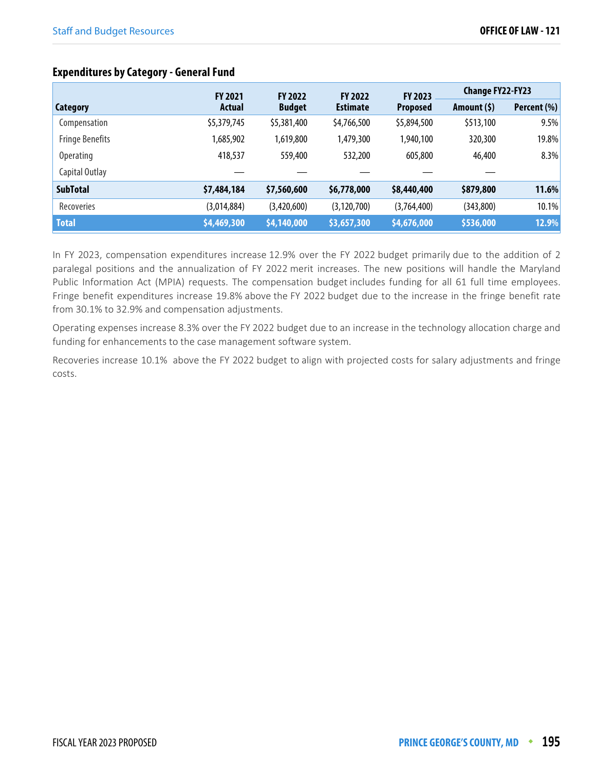### Expenditures by Category - General Fund

| Category | FY 2021 Actual | FY 2022 Budget | FY 2022 Estimate | FY 2023 Proposed | Change FY22-FY23 | |
|---|---|---|---|---|---|---|
| | | | | | Amount ($) | Percent (%) |
| Compensation | $5,379,745 | $5,381,400 | $4,766,500 | $5,894,500 | $513,100 | 9.5% |
| Fringe Benefits | 1,685,902 | 1,619,800 | 1,479,300 | 1,940,100 | 320,300 | 19.8% |
| Operating | 418,537 | 559,400 | 532,200 | 605,800 | 46,400 | 8.3% |
| Capital Outlay | — | — | — | — | — | |
| **SubTotal** | **$7,484,184** | **$7,560,600** | **$6,778,000** | **$8,440,400** | **$879,800** | **11.6%** |
| Recoveries | (3,014,884) | (3,420,600) | (3,120,700) | (3,764,400) | (343,800) | 10.1% |
| **Total** | **$4,469,300** | **$4,140,000** | **$3,657,300** | **$4,676,000** | **$536,000** | **12.9%** |

In FY 2023, compensation expenditures increase 12.9% over the FY 2022 budget primarily due to the addition of 2 paralegal positions and the annualization of FY 2022 merit increases. The new positions will handle the Maryland Public Information Act (MPIA) requests. The compensation budget includes funding for all 61 full time employees. Fringe benefit expenditures increase 19.8% above the FY 2022 budget due to the increase in the fringe benefit rate from 30.1% to 32.9% and compensation adjustments.

Operating expenses increase 8.3% over the FY 2022 budget due to an increase in the technology allocation charge and funding for enhancements to the case management software system.

Recoveries increase 10.1% above the FY 2022 budget to align with projected costs for salary adjustments and fringe costs.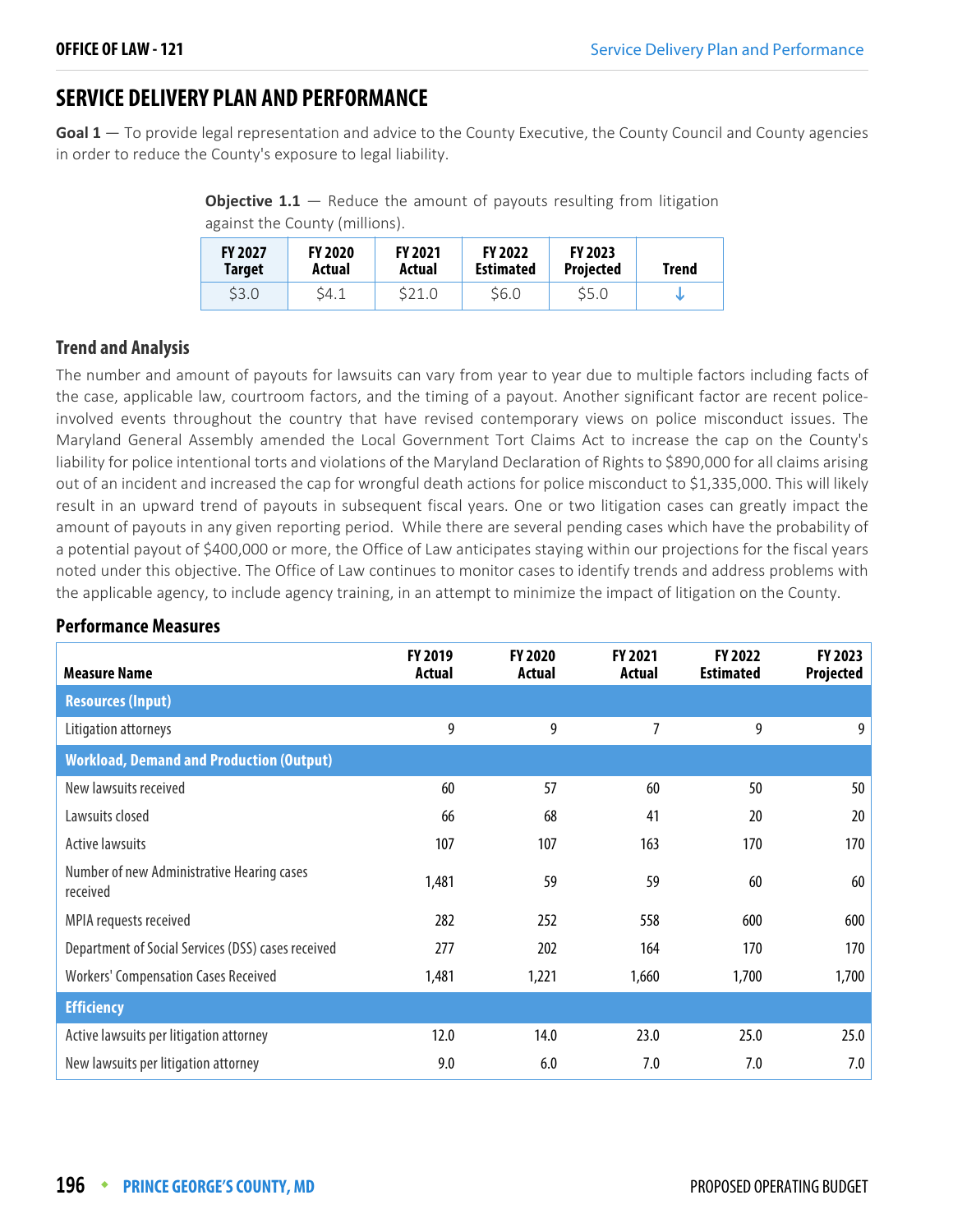## SERVICE DELIVERY PLAN AND PERFORMANCE

**Goal 1** — To provide legal representation and advice to the County Executive, the County Council and County agencies in order to reduce the County's exposure to legal liability.

**Objective 1.1** — Reduce the amount of payouts resulting from litigation against the County (millions).

| FY 2027 Target | FY 2020 Actual | FY 2021 Actual | FY 2022 Estimated | FY 2023 Projected | Trend |
|---|---|---|---|---|---|
| $3.0 | $4.1 | $21.0 | $6.0 | $5.0 | ↓ |

### Trend and Analysis

The number and amount of payouts for lawsuits can vary from year to year due to multiple factors including facts of the case, applicable law, courtroom factors, and the timing of a payout. Another significant factor are recent police-involved events throughout the country that have revised contemporary views on police misconduct issues. The Maryland General Assembly amended the Local Government Tort Claims Act to increase the cap on the County's liability for police intentional torts and violations of the Maryland Declaration of Rights to $890,000 for all claims arising out of an incident and increased the cap for wrongful death actions for police misconduct to $1,335,000. This will likely result in an upward trend of payouts in subsequent fiscal years. One or two litigation cases can greatly impact the amount of payouts in any given reporting period. While there are several pending cases which have the probability of a potential payout of $400,000 or more, the Office of Law anticipates staying within our projections for the fiscal years noted under this objective. The Office of Law continues to monitor cases to identify trends and address problems with the applicable agency, to include agency training, in an attempt to minimize the impact of litigation on the County.

### Performance Measures

| Measure Name | FY 2019 Actual | FY 2020 Actual | FY 2021 Actual | FY 2022 Estimated | FY 2023 Projected |
|---|---|---|---|---|---|
| **Resources (Input)** | | | | | |
| Litigation attorneys | 9 | 9 | 7 | 9 | 9 |
| **Workload, Demand and Production (Output)** | | | | | |
| New lawsuits received | 60 | 57 | 60 | 50 | 50 |
| Lawsuits closed | 66 | 68 | 41 | 20 | 20 |
| Active lawsuits | 107 | 107 | 163 | 170 | 170 |
| Number of new Administrative Hearing cases received | 1,481 | 59 | 59 | 60 | 60 |
| MPIA requests received | 282 | 252 | 558 | 600 | 600 |
| Department of Social Services (DSS) cases received | 277 | 202 | 164 | 170 | 170 |
| Workers' Compensation Cases Received | 1,481 | 1,221 | 1,660 | 1,700 | 1,700 |
| **Efficiency** | | | | | |
| Active lawsuits per litigation attorney | 12.0 | 14.0 | 23.0 | 25.0 | 25.0 |
| New lawsuits per litigation attorney | 9.0 | 6.0 | 7.0 | 7.0 | 7.0 |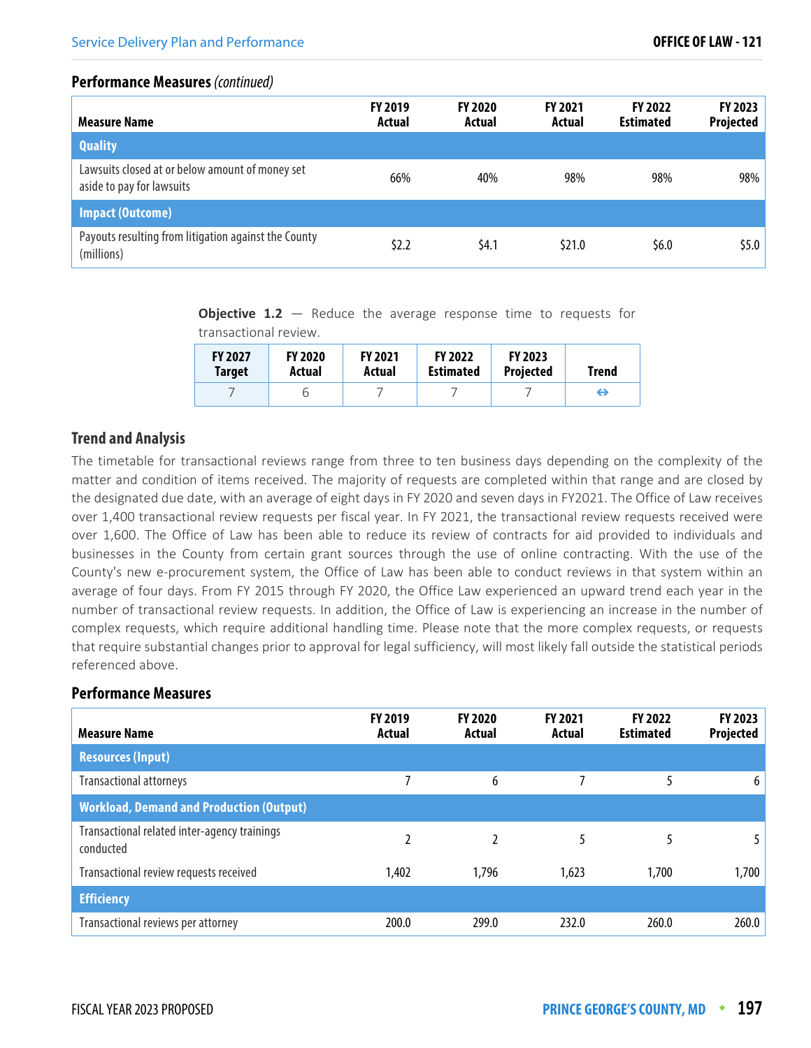### Performance Measures *(continued)*

| Measure Name | FY 2019 Actual | FY 2020 Actual | FY 2021 Actual | FY 2022 Estimated | FY 2023 Projected |
|---|---|---|---|---|---|
| **Quality** | | | | | |
| Lawsuits closed at or below amount of money set aside to pay for lawsuits | 66% | 40% | 98% | 98% | 98% |
| **Impact (Outcome)** | | | | | |
| Payouts resulting from litigation against the County (millions) | $2.2 | $4.1 | $21.0 | $6.0 | $5.0 |

**Objective 1.2** — Reduce the average response time to requests for transactional review.

| FY 2027 Target | FY 2020 Actual | FY 2021 Actual | FY 2022 Estimated | FY 2023 Projected | Trend |
|---|---|---|---|---|---|
| 7 | 6 | 7 | 7 | 7 | ⇔ |

### Trend and Analysis

The timetable for transactional reviews range from three to ten business days depending on the complexity of the matter and condition of items received. The majority of requests are completed within that range and are closed by the designated due date, with an average of eight days in FY 2020 and seven days in FY2021. The Office of Law receives over 1,400 transactional review requests per fiscal year. In FY 2021, the transactional review requests received were over 1,600. The Office of Law has been able to reduce its review of contracts for aid provided to individuals and businesses in the County from certain grant sources through the use of online contracting. With the use of the County's new e-procurement system, the Office of Law has been able to conduct reviews in that system within an average of four days. From FY 2015 through FY 2020, the Office Law experienced an upward trend each year in the number of transactional review requests. In addition, the Office of Law is experiencing an increase in the number of complex requests, which require additional handling time. Please note that the more complex requests, or requests that require substantial changes prior to approval for legal sufficiency, will most likely fall outside the statistical periods referenced above.

### Performance Measures

| Measure Name | FY 2019 Actual | FY 2020 Actual | FY 2021 Actual | FY 2022 Estimated | FY 2023 Projected |
|---|---|---|---|---|---|
| **Resources (Input)** | | | | | |
| Transactional attorneys | 7 | 6 | 7 | 5 | 6 |
| **Workload, Demand and Production (Output)** | | | | | |
| Transactional related inter-agency trainings conducted | 2 | 2 | 5 | 5 | 5 |
| Transactional review requests received | 1,402 | 1,796 | 1,623 | 1,700 | 1,700 |
| **Efficiency** | | | | | |
| Transactional reviews per attorney | 200.0 | 299.0 | 232.0 | 260.0 | 260.0 |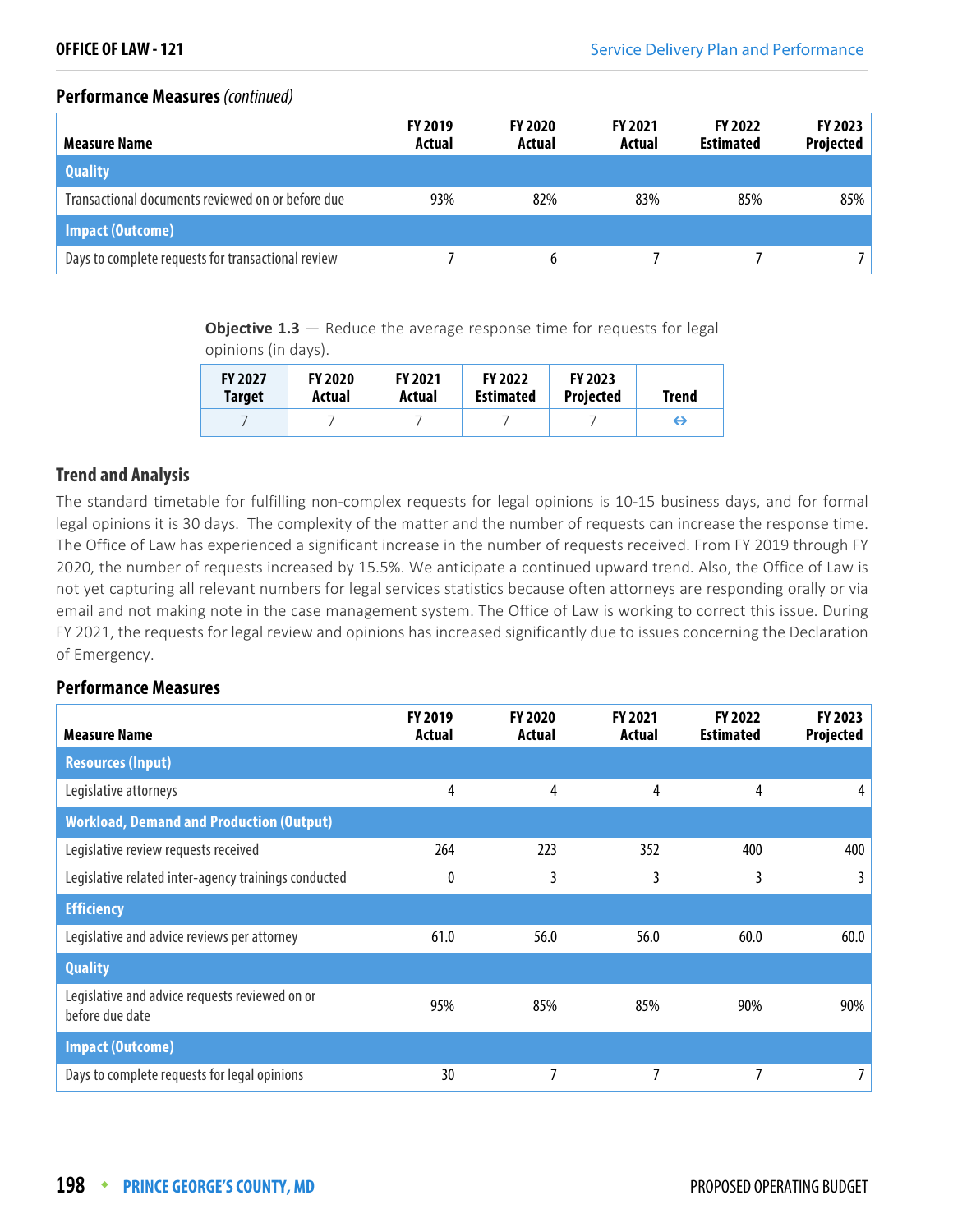## Performance Measures *(continued)*

| Measure Name | FY 2019 Actual | FY 2020 Actual | FY 2021 Actual | FY 2022 Estimated | FY 2023 Projected |
|---|---|---|---|---|---|
| **Quality** | | | | | |
| Transactional documents reviewed on or before due | 93% | 82% | 83% | 85% | 85% |
| **Impact (Outcome)** | | | | | |
| Days to complete requests for transactional review | 7 | 6 | 7 | 7 | 7 |

**Objective 1.3** — Reduce the average response time for requests for legal opinions (in days).

| FY 2027 Target | FY 2020 Actual | FY 2021 Actual | FY 2022 Estimated | FY 2023 Projected | Trend |
|---|---|---|---|---|---|
| 7 | 7 | 7 | 7 | 7 | ⇔ |

## Trend and Analysis

The standard timetable for fulfilling non-complex requests for legal opinions is 10-15 business days, and for formal legal opinions it is 30 days. The complexity of the matter and the number of requests can increase the response time. The Office of Law has experienced a significant increase in the number of requests received. From FY 2019 through FY 2020, the number of requests increased by 15.5%. We anticipate a continued upward trend. Also, the Office of Law is not yet capturing all relevant numbers for legal services statistics because often attorneys are responding orally or via email and not making note in the case management system. The Office of Law is working to correct this issue. During FY 2021, the requests for legal review and opinions has increased significantly due to issues concerning the Declaration of Emergency.

## Performance Measures

| Measure Name | FY 2019 Actual | FY 2020 Actual | FY 2021 Actual | FY 2022 Estimated | FY 2023 Projected |
|---|---|---|---|---|---|
| **Resources (Input)** | | | | | |
| Legislative attorneys | 4 | 4 | 4 | 4 | 4 |
| **Workload, Demand and Production (Output)** | | | | | |
| Legislative review requests received | 264 | 223 | 352 | 400 | 400 |
| Legislative related inter-agency trainings conducted | 0 | 3 | 3 | 3 | 3 |
| **Efficiency** | | | | | |
| Legislative and advice reviews per attorney | 61.0 | 56.0 | 56.0 | 60.0 | 60.0 |
| **Quality** | | | | | |
| Legislative and advice requests reviewed on or before due date | 95% | 85% | 85% | 90% | 90% |
| **Impact (Outcome)** | | | | | |
| Days to complete requests for legal opinions | 30 | 7 | 7 | 7 | 7 |